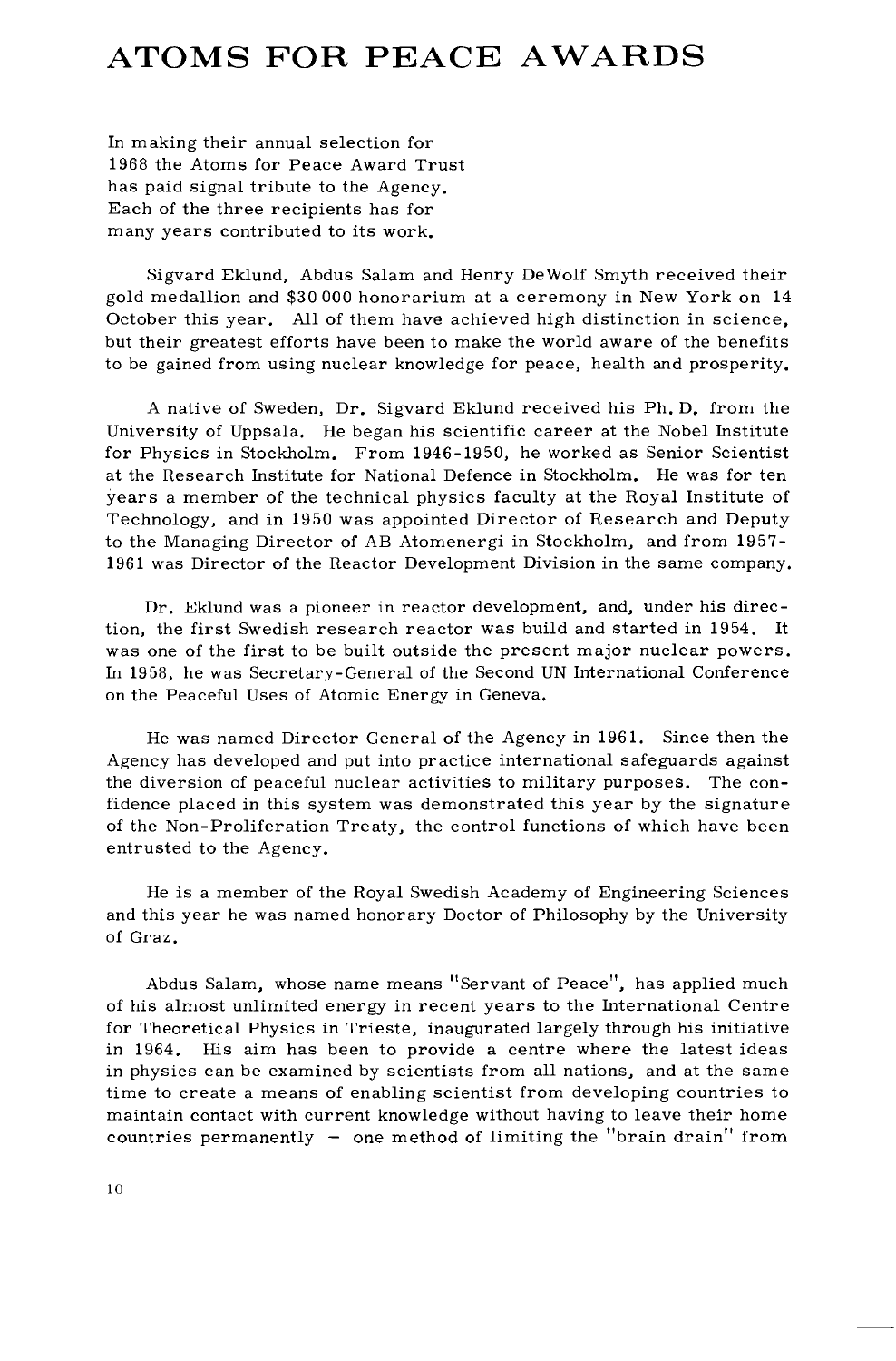# ATOMS FOR PEACE AWARDS

In making their annual selection for 1968 the Atoms for Peace Award Trust has paid signal tribute to the Agency. Each of the three recipients has for many years contributed to its work.

Sigvard Eklund, Abdus Salam and Henry DeWolf Smyth received their gold medallion and $30 000 honorarium at a ceremony in New York on 14 October this year. All of them have achieved high distinction in science, but their greatest efforts have been to make the world aware of the benefits to be gained from using nuclear knowledge for peace, health and prosperity.

A native of Sweden, Dr. Sigvard Eklund received his Ph. D. from the University of Uppsala. He began his scientific career at the Nobel Institute for Physics in Stockholm. From 1946-1950, he worked as Senior Scientist at the Research Institute for National Defence in Stockholm. He was for ten years a member of the technical physics faculty at the Royal Institute of Technology, and in 1950 was appointed Director of Research and Deputy to the Managing Director of AB Atomenergi in Stockholm, and from 1957-1961 was Director of the Reactor Development Division in the same company.

Dr. Eklund was a pioneer in reactor development, and, under his direction, the first Swedish research reactor was build and started in 1954. It was one of the first to be built outside the present major nuclear powers. In 1958, he was Secretary-General of the Second UN International Conference on the Peaceful Uses of Atomic Energy in Geneva.

He was named Director General of the Agency in 1961. Since then the Agency has developed and put into practice international safeguards against the diversion of peaceful nuclear activities to military purposes. The confidence placed in this system was demonstrated this year by the signature of the Non-Proliferation Treaty, the control functions of which have been entrusted to the Agency.

He is a member of the Royal Swedish Academy of Engineering Sciences and this year he was named honorary Doctor of Philosophy by the University of Graz.

Abdus Salam, whose name means "Servant of Peace", has applied much of his almost unlimited energy in recent years to the International Centre for Theoretical Physics in Trieste, inaugurated largely through his initiative in 1964. His aim has been to provide a centre where the latest ideas in physics can be examined by scientists from all nations, and at the same time to create a means of enabling scientist from developing countries to maintain contact with current knowledge without having to leave their home countries permanently – one method of limiting the "brain drain" from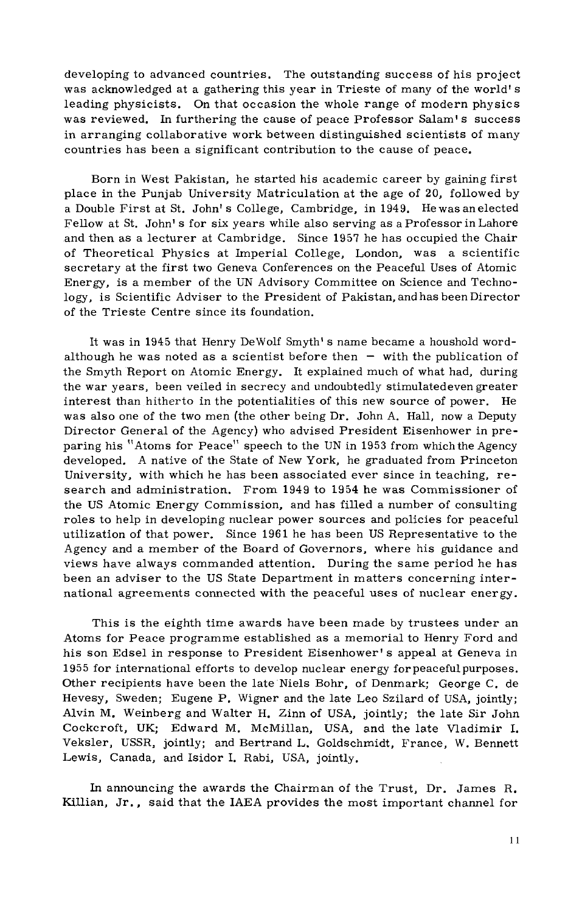developing to advanced countries. The outstanding success of his project was acknowledged at a gathering this year in Trieste of many of the world's leading physicists. On that occasion the whole range of modern physics was reviewed. In furthering the cause of peace Professor Salam's success in arranging collaborative work between distinguished scientists of many countries has been a significant contribution to the cause of peace.

Born in West Pakistan, he started his academic career by gaining first place in the Punjab University Matriculation at the age of 20, followed by a Double First at St. John's College, Cambridge, in 1949. He was an elected Fellow at St. John's for six years while also serving as a Professor in Lahore and then as a lecturer at Cambridge. Since 1957 he has occupied the Chair of Theoretical Physics at Imperial College, London, was a scientific secretary at the first two Geneva Conferences on the Peaceful Uses of Atomic Energy, is a member of the UN Advisory Committee on Science and Technology, is Scientific Adviser to the President of Pakistan, and has been Director of the Trieste Centre since its foundation.

It was in 1945 that Henry DeWolf Smyth's name became a houshold word- although he was noted as a scientist before then – with the publication of the Smyth Report on Atomic Energy. It explained much of what had, during the war years, been veiled in secrecy and undoubtedly stimulatedeven greater interest than hitherto in the potentialities of this new source of power. He was also one of the two men (the other being Dr. John A. Hall, now a Deputy Director General of the Agency) who advised President Eisenhower in preparing his "Atoms for Peace" speech to the UN in 1953 from which the Agency developed. A native of the State of New York, he graduated from Princeton University, with which he has been associated ever since in teaching, research and administration. From 1949 to 1954 he was Commissioner of the US Atomic Energy Commission, and has filled a number of consulting roles to help in developing nuclear power sources and policies for peaceful utilization of that power. Since 1961 he has been US Representative to the Agency and a member of the Board of Governors, where his guidance and views have always commanded attention. During the same period he has been an adviser to the US State Department in matters concerning international agreements connected with the peaceful uses of nuclear energy.

This is the eighth time awards have been made by trustees under an Atoms for Peace programme established as a memorial to Henry Ford and his son Edsel in response to President Eisenhower's appeal at Geneva in 1955 for international efforts to develop nuclear energy forpeaceful purposes. Other recipients have been the late Niels Bohr, of Denmark; George C. de Hevesy, Sweden; Eugene P. Wigner and the late Leo Szilard of USA, jointly; Alvin M. Weinberg and Walter H. Zinn of USA, jointly; the late Sir John Cockcroft, UK; Edward M. McMillan, USA, and the late Vladimir I. Veksler, USSR, jointly; and Bertrand L. Goldschmidt, France, W. Bennett Lewis, Canada, and Isidor I. Rabi, USA, jointly.

In announcing the awards the Chairman of the Trust, Dr. James R. Killian, Jr., said that the IAEA provides the most important channel for